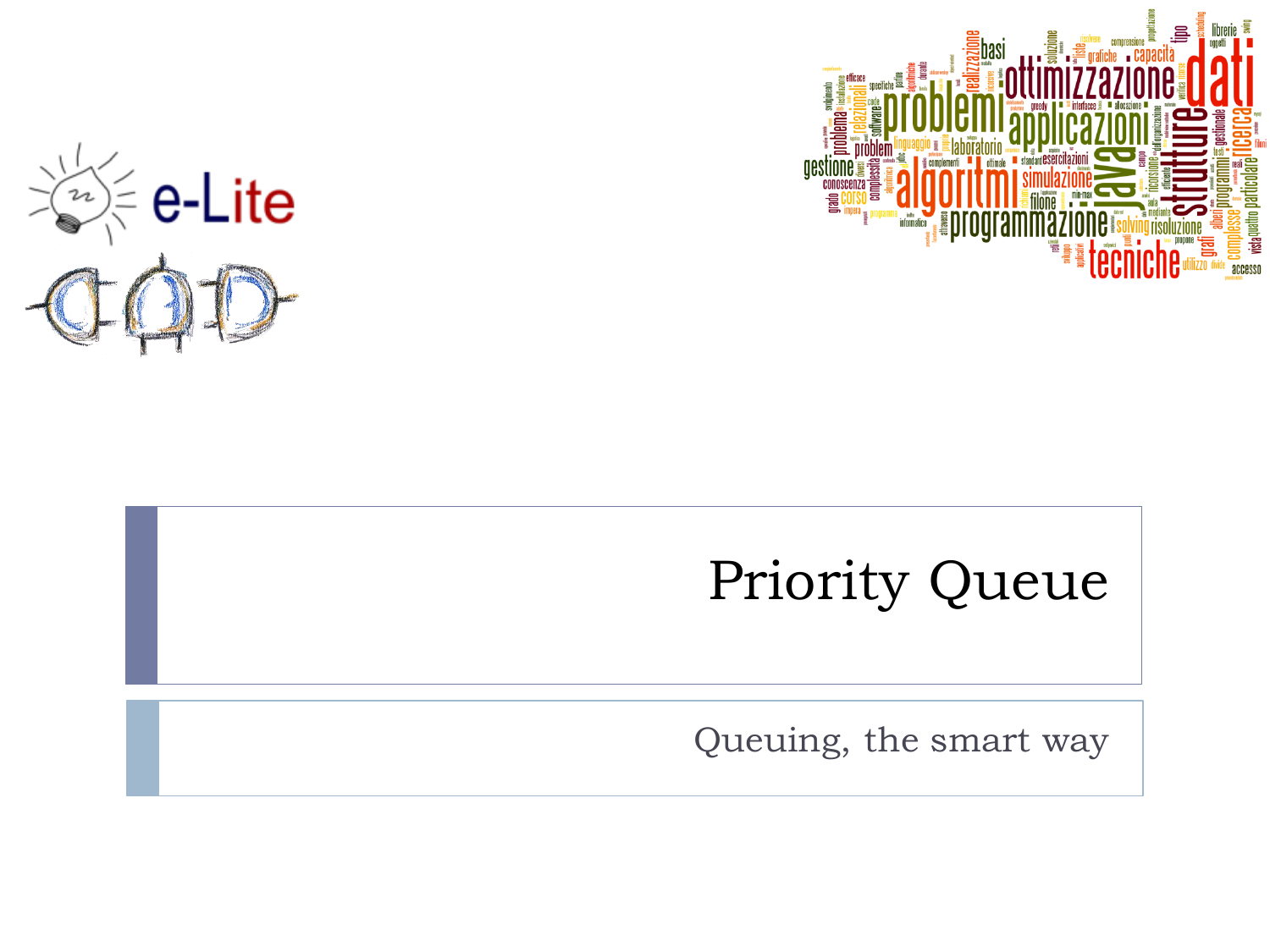# Priority Queue

Queuing, the smart way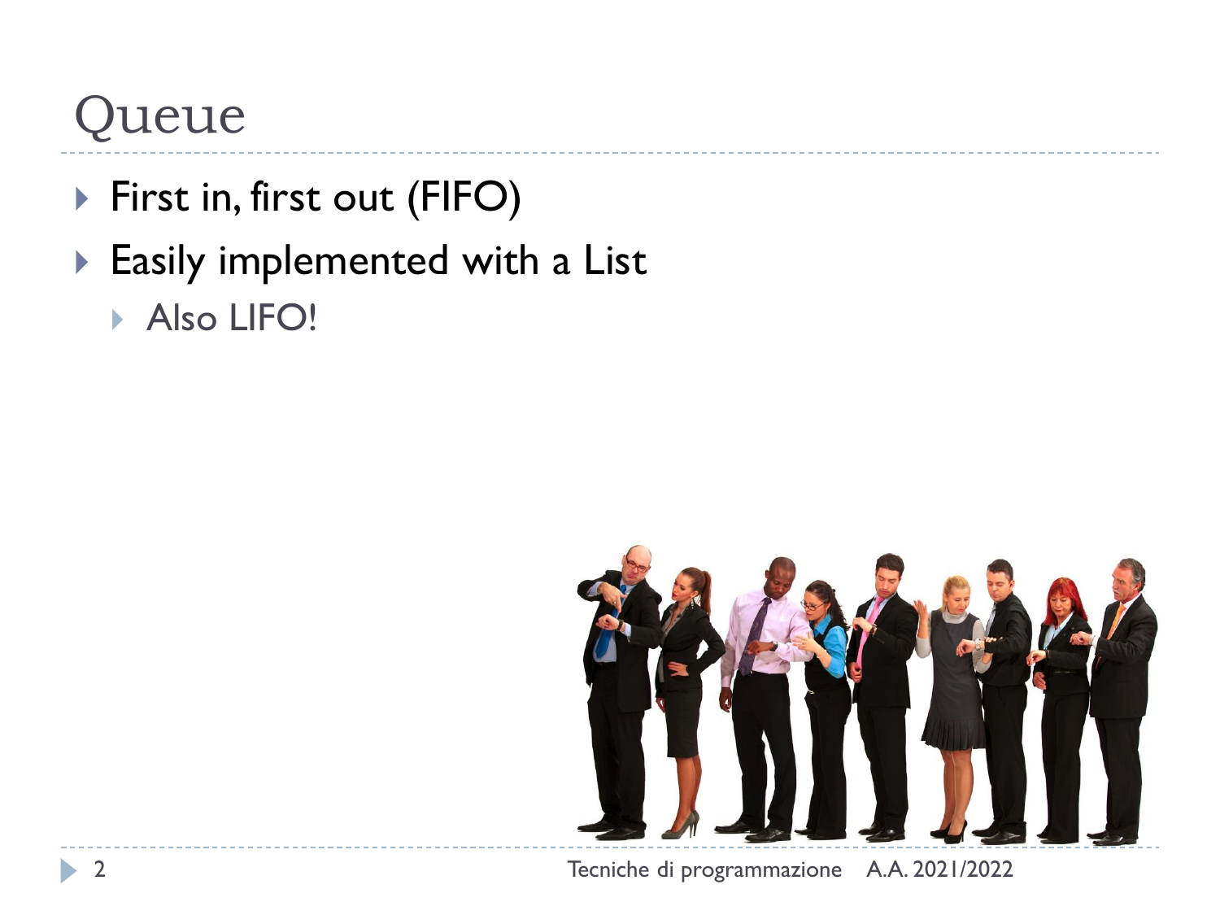# Queue

- First in, first out (FIFO)
- Easily implemented with a List
  - Also LIFO!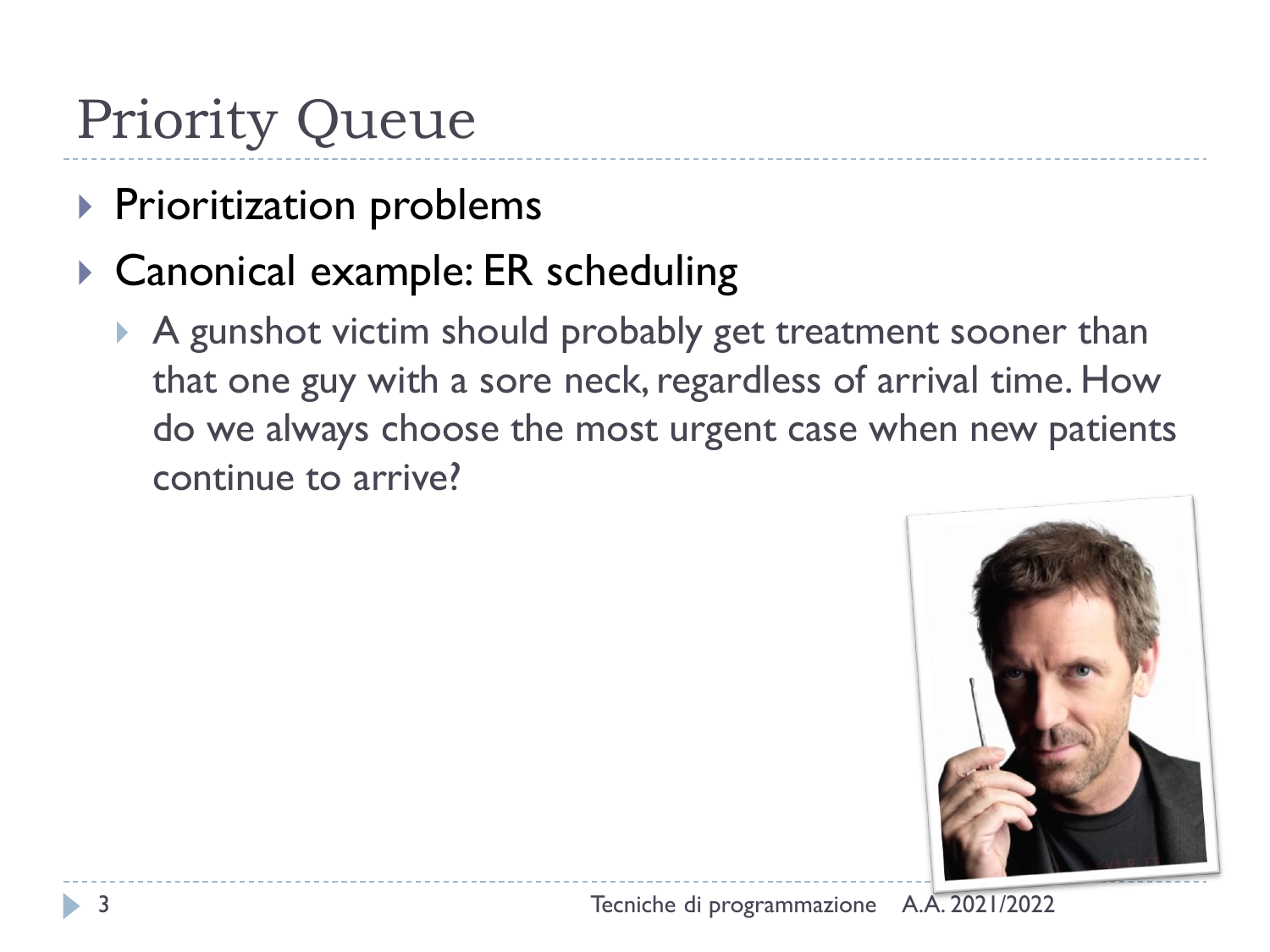# Priority Queue

- Prioritization problems
- Canonical example: ER scheduling
  - A gunshot victim should probably get treatment sooner than that one guy with a sore neck, regardless of arrival time. How do we always choose the most urgent case when new patients continue to arrive?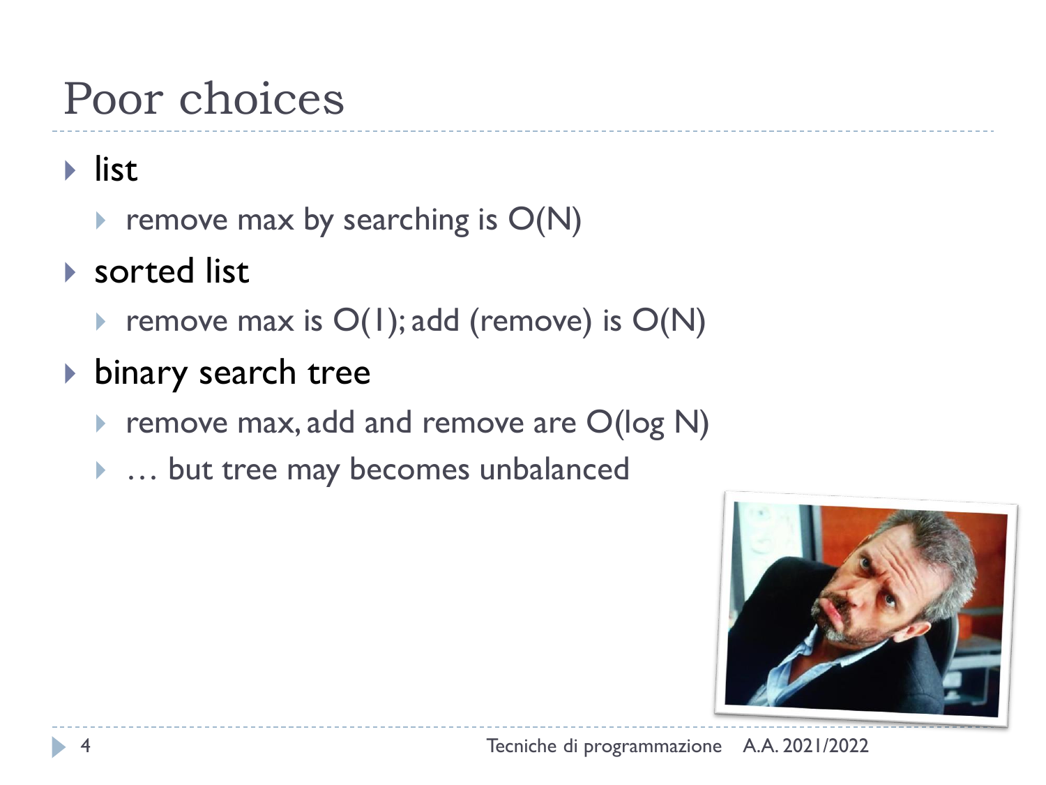# Poor choices

- list
  - remove max by searching is O(N)
- sorted list
  - remove max is O(1); add (remove) is O(N)
- binary search tree
  - remove max, add and remove are O(log N)
  - … but tree may becomes unbalanced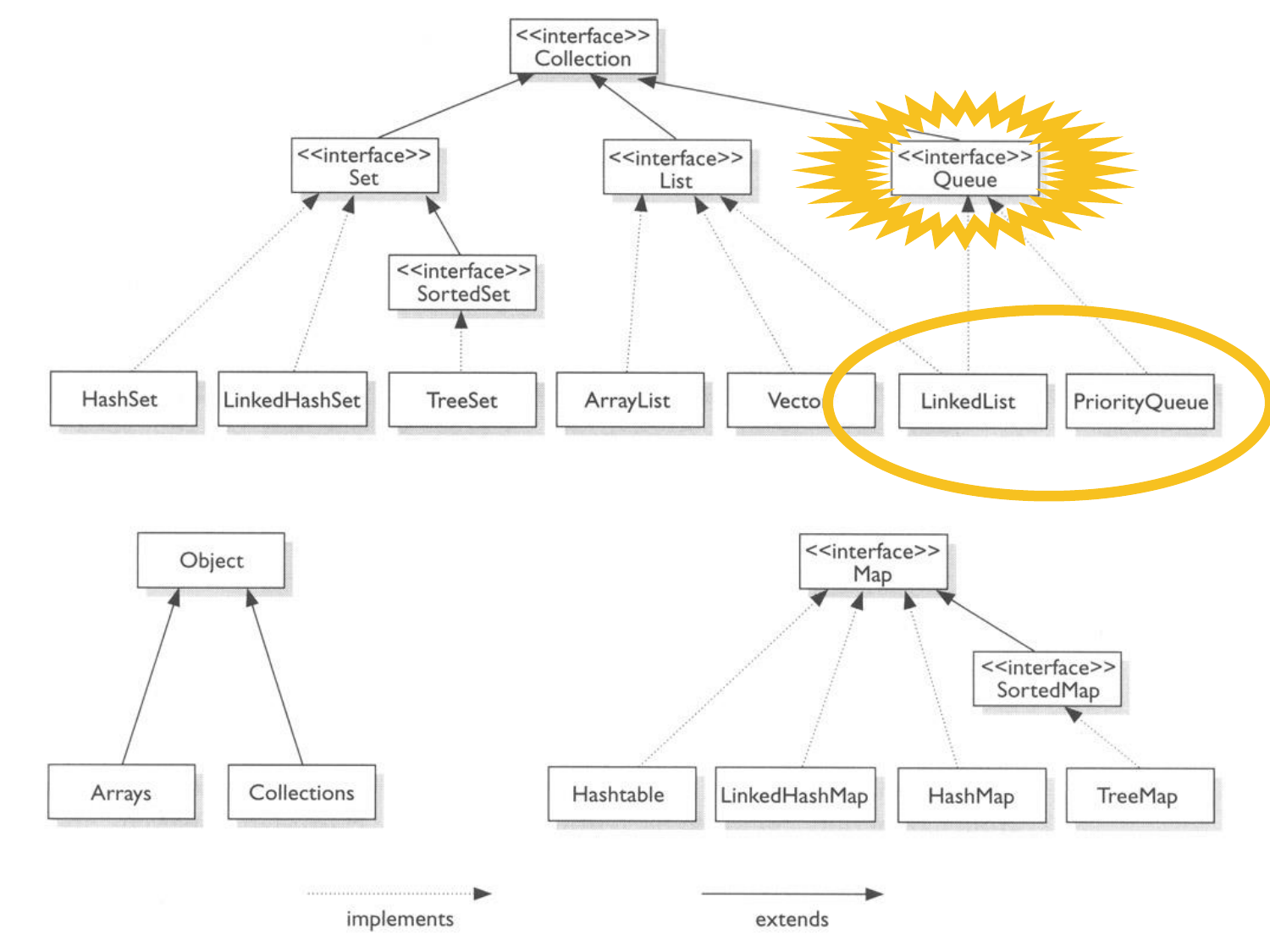<<interface>>
Collection

<<interface>>
Set

<<interface>>
List

<<interface>>
Queue

<<interface>>
SortedSet

HashSet

LinkedHashSet

TreeSet

ArrayList

Vector

LinkedList

PriorityQueue

Object

Arrays

Collections

<<interface>>
Map

<<interface>>
SortedMap

Hashtable

LinkedHashMap

HashMap

TreeMap

implements

extends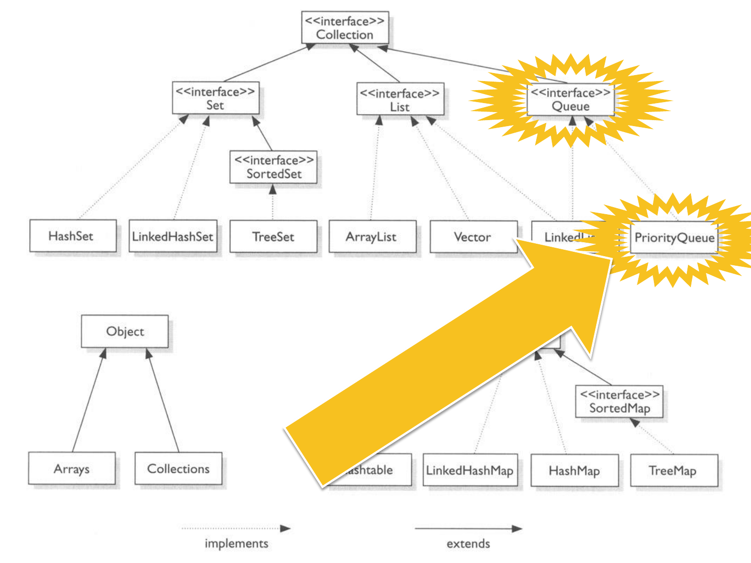<<interface>>
Collection

<<interface>>
Set

<<interface>>
List

<<interface>>
Queue

<<interface>>
SortedSet

HashSet

LinkedHashSet

TreeSet

ArrayList

Vector

LinkedLi...

PriorityQueue

Object

Arrays

Collections

<<interface>>
SortedMap

...ashtable

LinkedHashMap

HashMap

TreeMap

implements

extends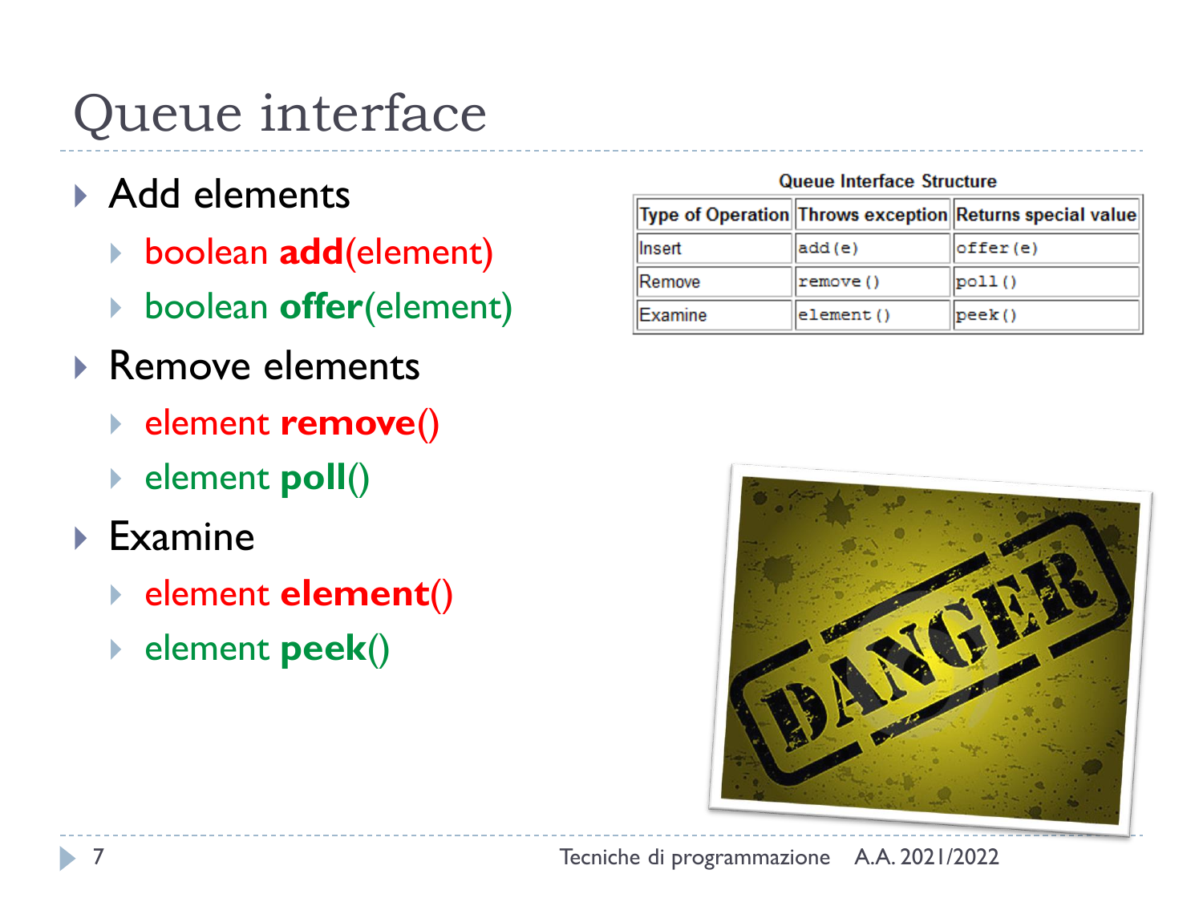# Queue interface

- Add elements
  - boolean **add**(element)
  - boolean **offer**(element)
- Remove elements
  - element **remove**()
  - element **poll**()
- Examine
  - element **element**()
  - element **peek**()

**Queue Interface Structure**

| Type of Operation | Throws exception | Returns special value |
|---|---|---|
| Insert | `add(e)` | `offer(e)` |
| Remove | `remove()` | `poll()` |
| Examine | `element()` | `peek()` |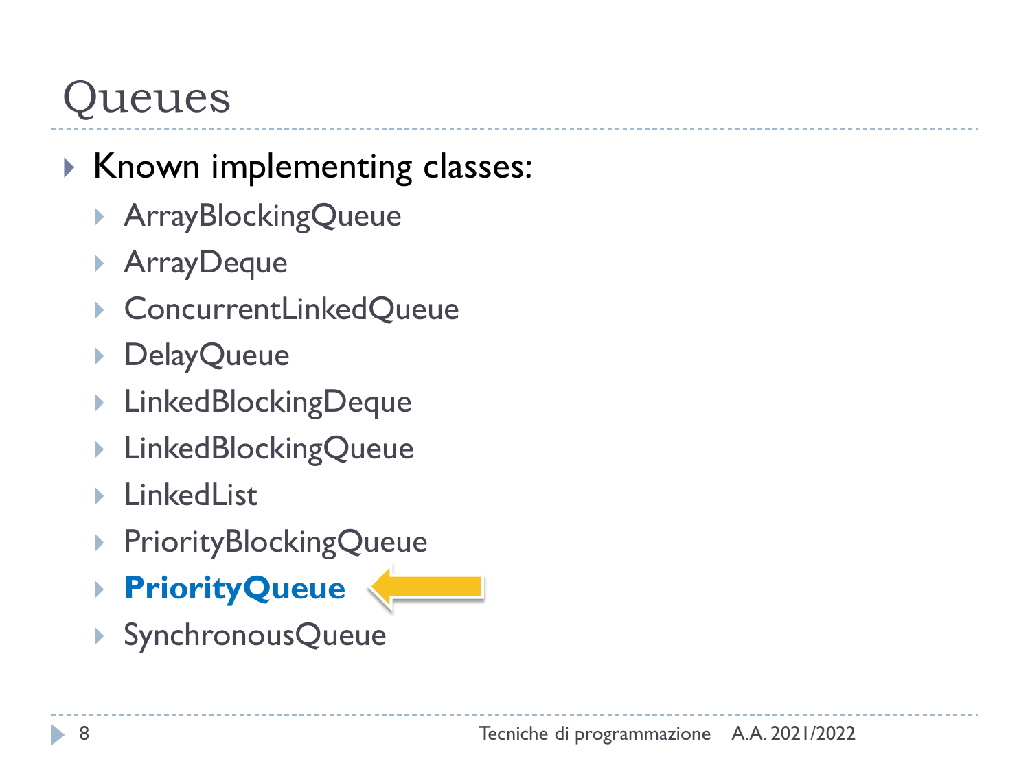# Queues

- Known implementing classes:
  - ArrayBlockingQueue
  - ArrayDeque
  - ConcurrentLinkedQueue
  - DelayQueue
  - LinkedBlockingDeque
  - LinkedBlockingQueue
  - LinkedList
  - PriorityBlockingQueue
  - **PriorityQueue**
  - SynchronousQueue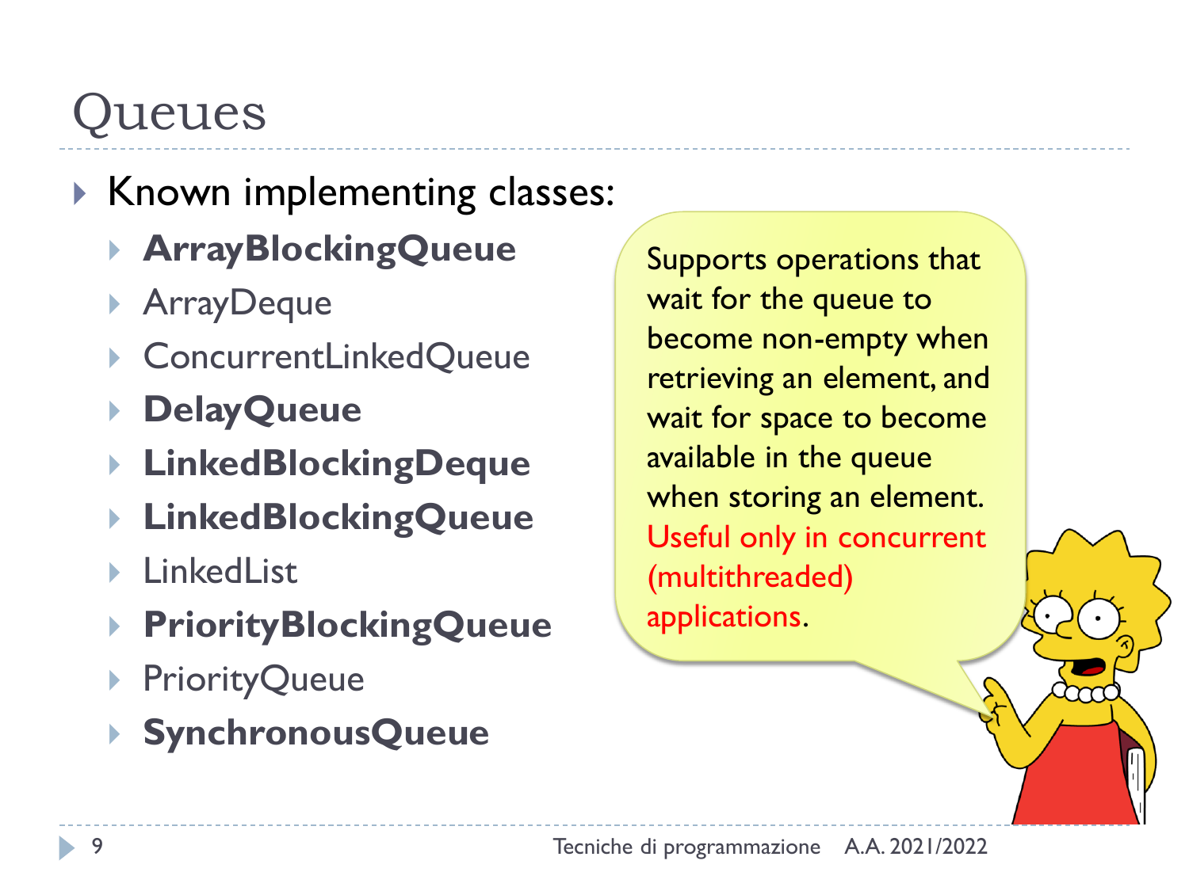# Queues

- Known implementing classes:
  - **ArrayBlockingQueue**
  - ArrayDeque
  - ConcurrentLinkedQueue
  - **DelayQueue**
  - **LinkedBlockingDeque**
  - **LinkedBlockingQueue**
  - LinkedList
  - **PriorityBlockingQueue**
  - PriorityQueue
  - **SynchronousQueue**

Supports operations that wait for the queue to become non-empty when retrieving an element, and wait for space to become available in the queue when storing an element. Useful only in concurrent (multithreaded) applications.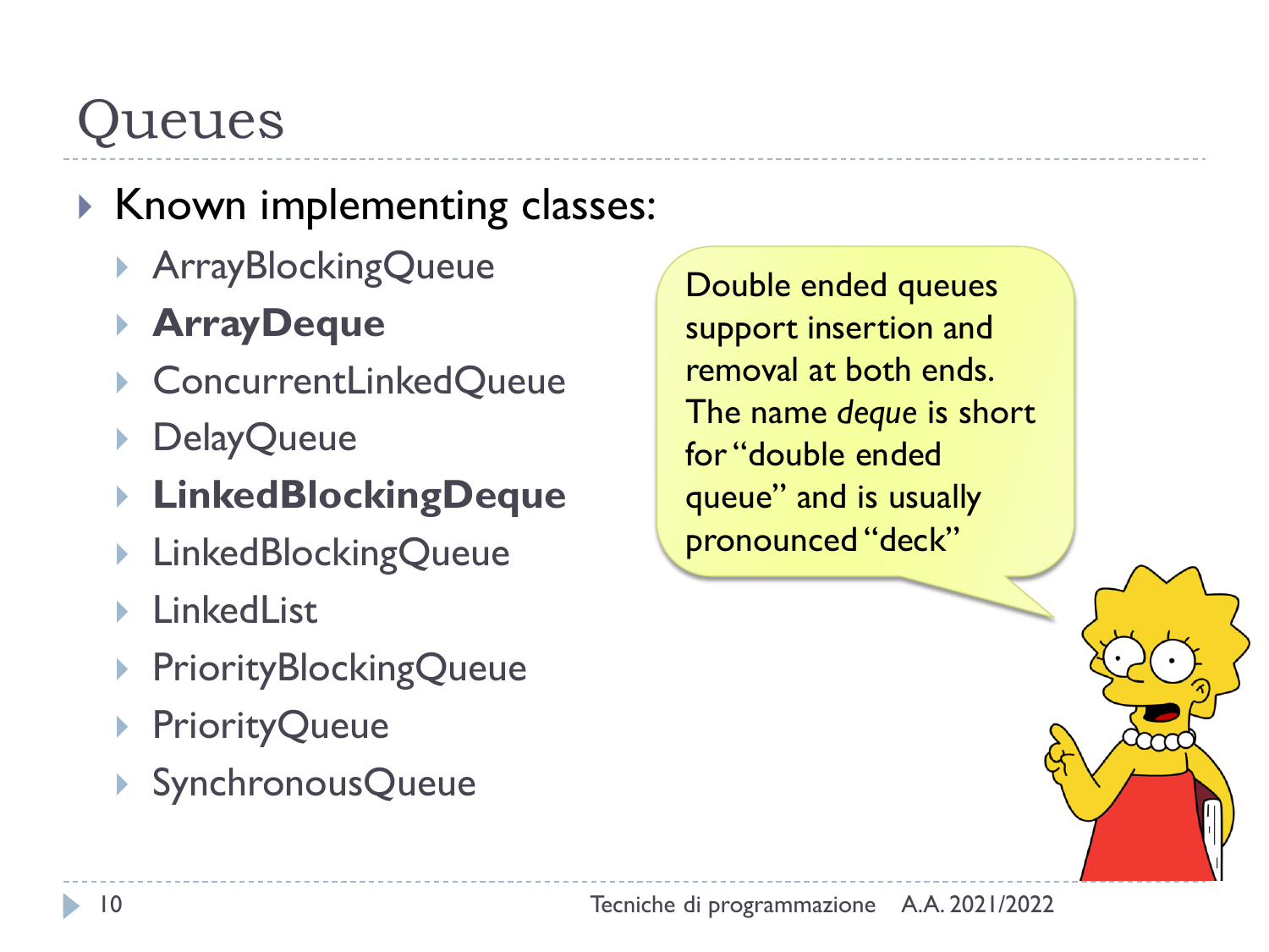# Queues

- Known implementing classes:
  - ArrayBlockingQueue
  - **ArrayDeque**
  - ConcurrentLinkedQueue
  - DelayQueue
  - **LinkedBlockingDeque**
  - LinkedBlockingQueue
  - LinkedList
  - PriorityBlockingQueue
  - PriorityQueue
  - SynchronousQueue

Double ended queues support insertion and removal at both ends. The name *deque* is short for "double ended queue" and is usually pronounced "deck"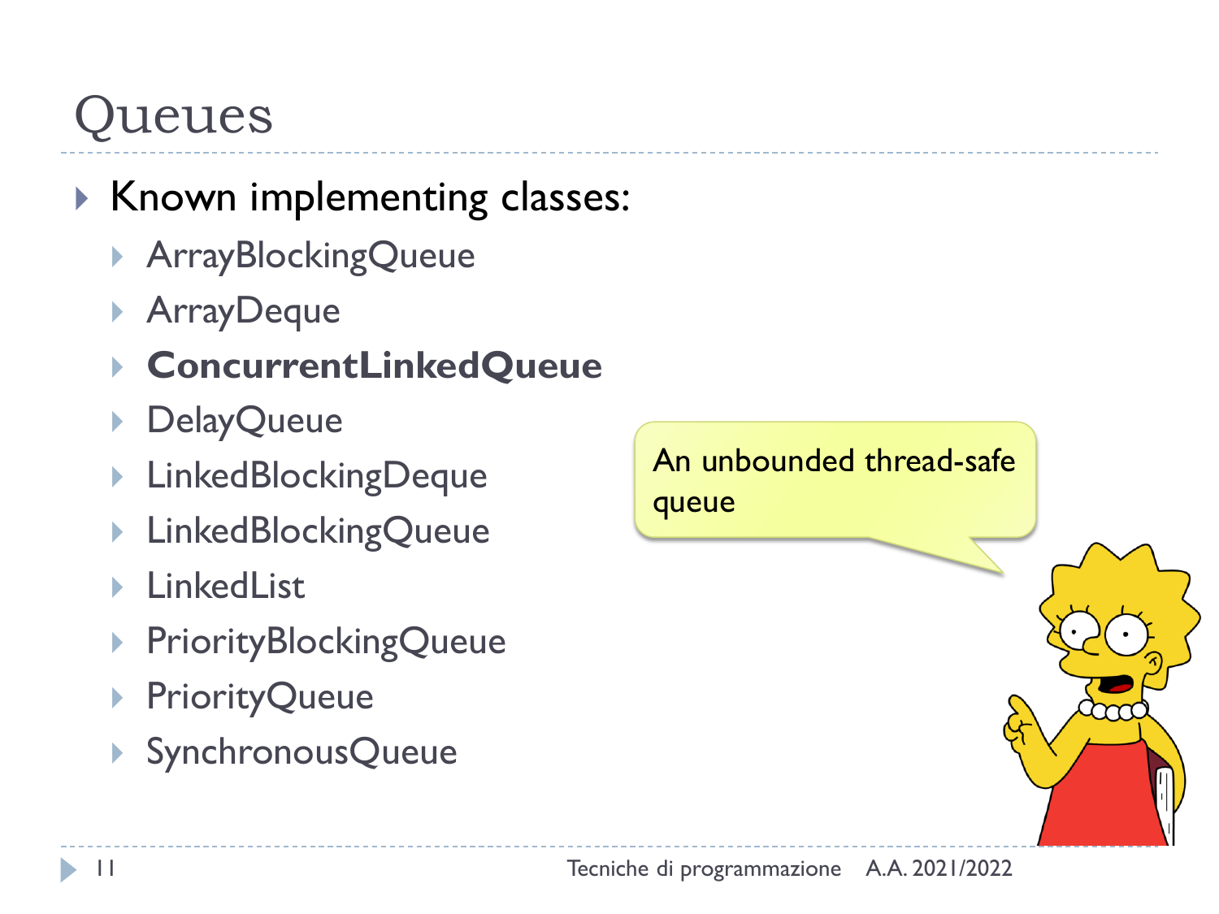# Queues

- Known implementing classes:
  - ArrayBlockingQueue
  - ArrayDeque
  - **ConcurrentLinkedQueue**
  - DelayQueue
  - LinkedBlockingDeque
  - LinkedBlockingQueue
  - LinkedList
  - PriorityBlockingQueue
  - PriorityQueue
  - SynchronousQueue

An unbounded thread-safe queue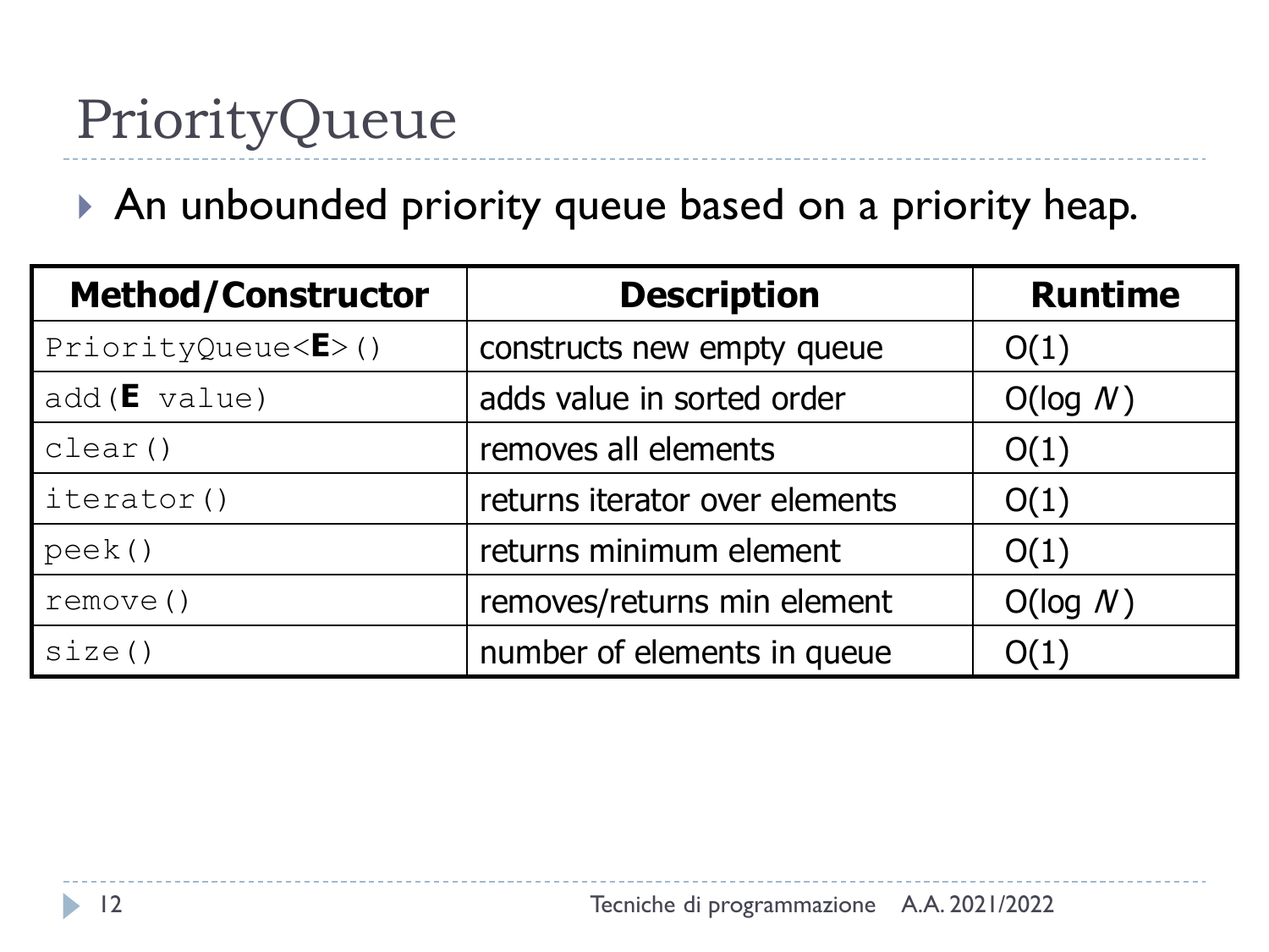# PriorityQueue

- An unbounded priority queue based on a priority heap.

| Method/Constructor | Description | Runtime |
|---|---|---|
| `PriorityQueue<E>()` | constructs new empty queue | O(1) |
| `add(E value)` | adds value in sorted order | O(log *N*) |
| `clear()` | removes all elements | O(1) |
| `iterator()` | returns iterator over elements | O(1) |
| `peek()` | returns minimum element | O(1) |
| `remove()` | removes/returns min element | O(log *N*) |
| `size()` | number of elements in queue | O(1) |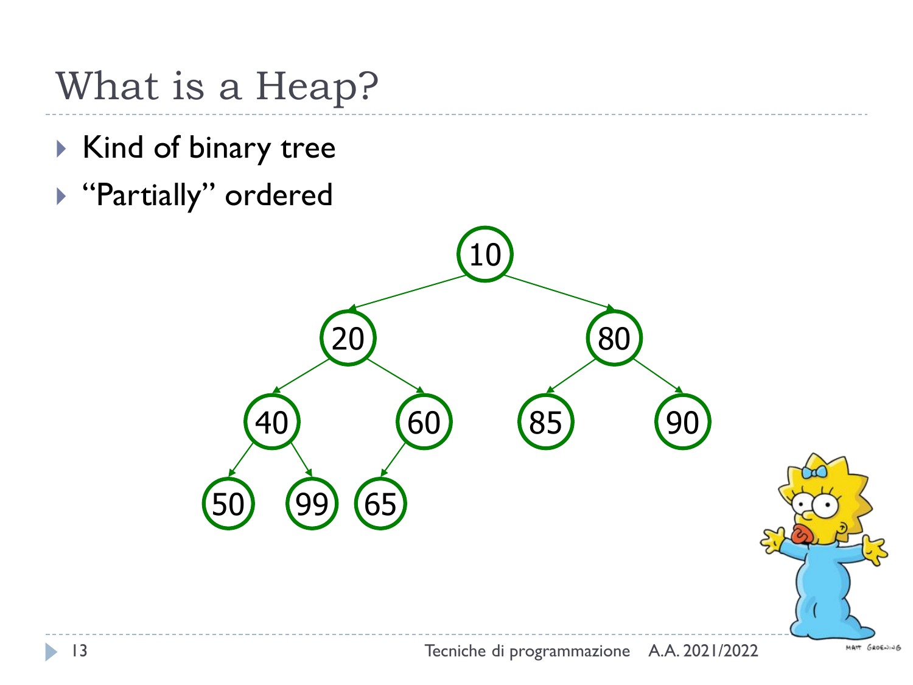# What is a Heap?

- Kind of binary tree
- "Partially" ordered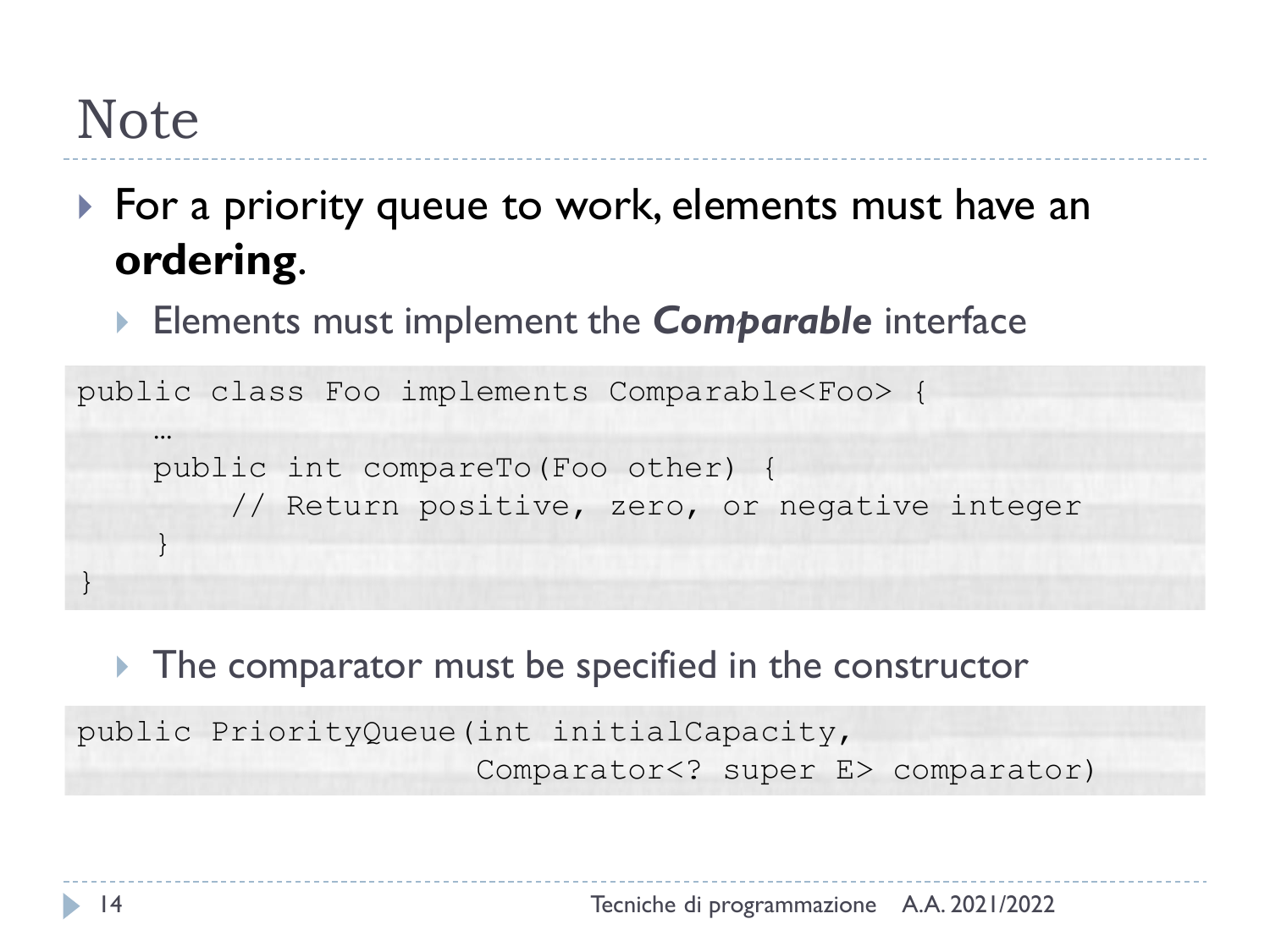# Note

- For a priority queue to work, elements must have an **ordering**.
  - Elements must implement the ***Comparable*** interface

```
public class Foo implements Comparable<Foo> {
    …
    public int compareTo(Foo other) {
        // Return positive, zero, or negative integer
    }
}
```

  - The comparator must be specified in the constructor

```
public PriorityQueue(int initialCapacity,
                     Comparator<? super E> comparator)
```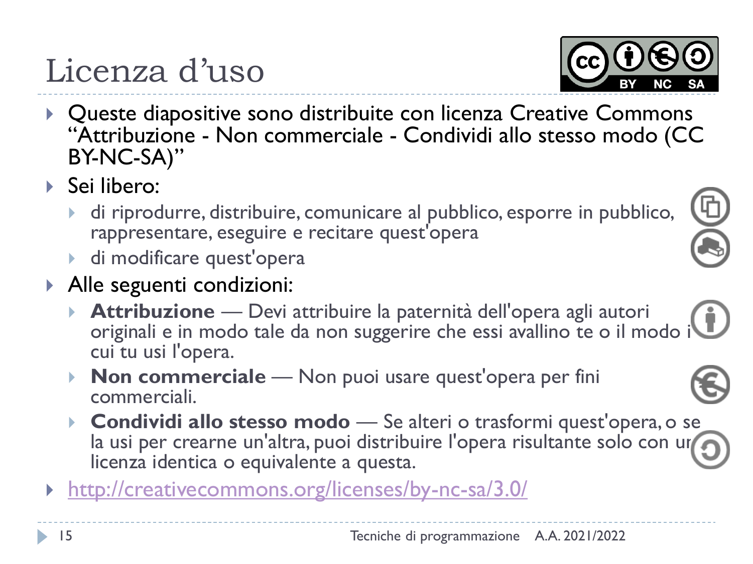# Licenza d'uso

- Queste diapositive sono distribuite con licenza Creative Commons "Attribuzione - Non commerciale - Condividi allo stesso modo (CC BY-NC-SA)"
- Sei libero:
  - di riprodurre, distribuire, comunicare al pubblico, esporre in pubblico, rappresentare, eseguire e recitare quest'opera
  - di modificare quest'opera
- Alle seguenti condizioni:
  - **Attribuzione** — Devi attribuire la paternità dell'opera agli autori originali e in modo tale da non suggerire che essi avallino te o il modo in cui tu usi l'opera.
  - **Non commerciale** — Non puoi usare quest'opera per fini commerciali.
  - **Condividi allo stesso modo** — Se alteri o trasformi quest'opera, o se la usi per crearne un'altra, puoi distribuire l'opera risultante solo con una licenza identica o equivalente a questa.
- http://creativecommons.org/licenses/by-nc-sa/3.0/